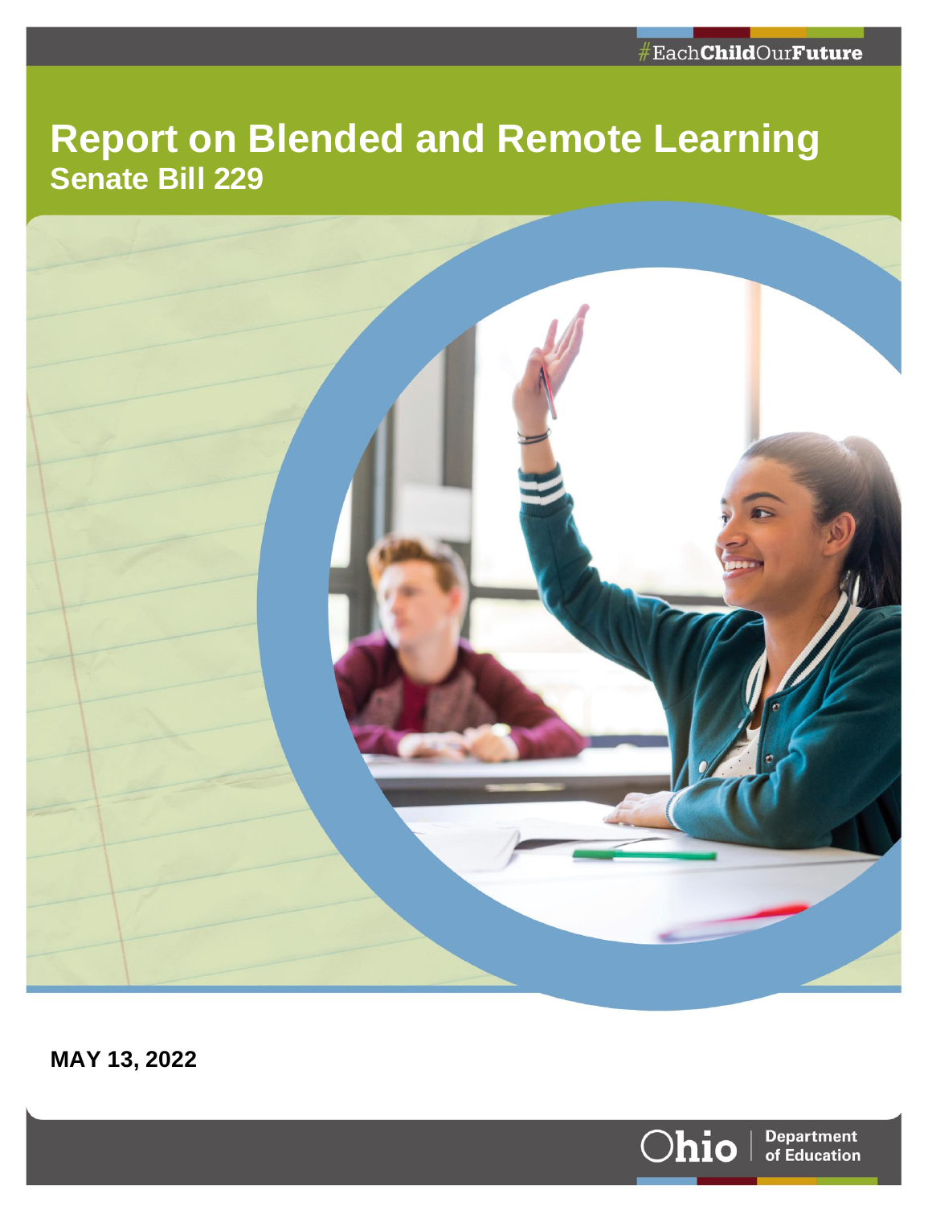#EachChildOurFuture

# Report on Blended and Remote Learning

## Senate Bill 229

**MAY 13, 2022**

Ohio | Department of Education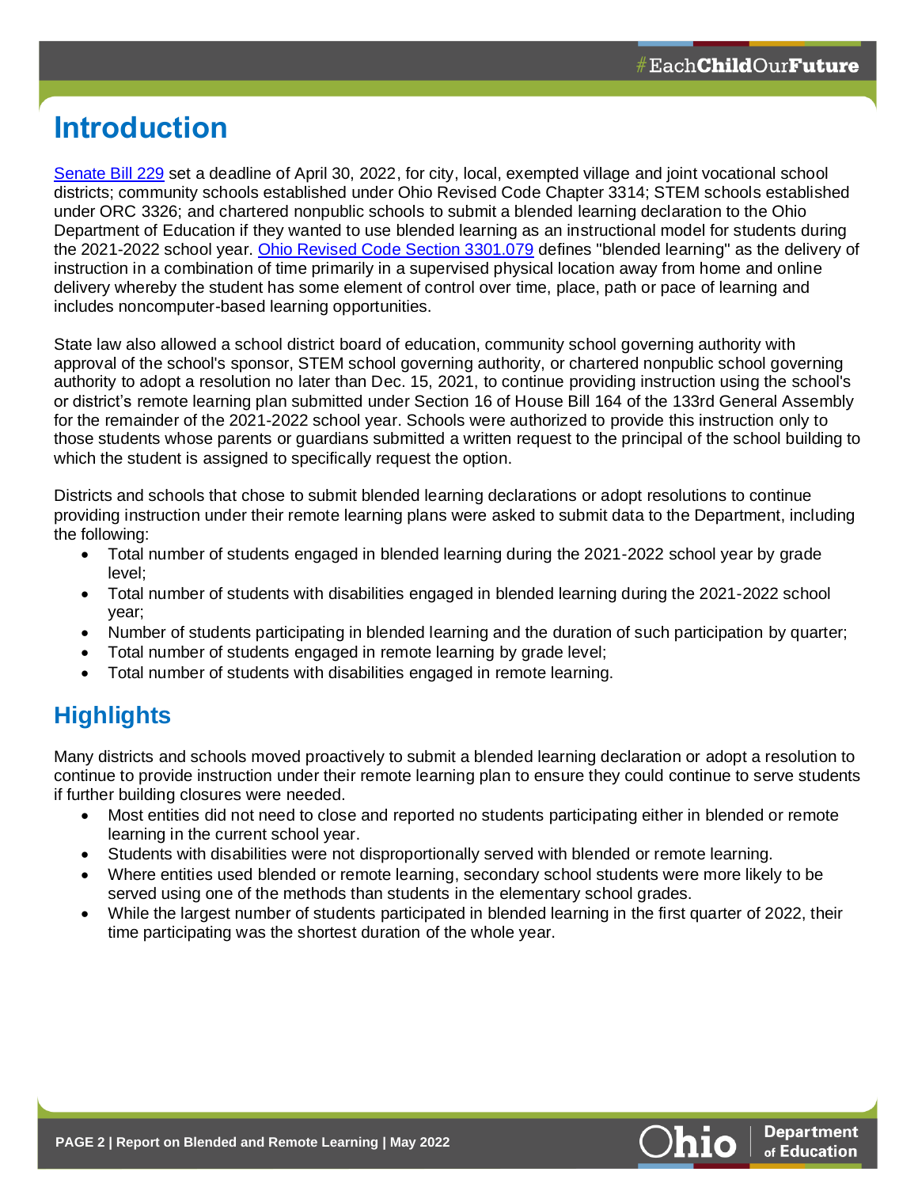# Introduction

Senate Bill 229 set a deadline of April 30, 2022, for city, local, exempted village and joint vocational school districts; community schools established under Ohio Revised Code Chapter 3314; STEM schools established under ORC 3326; and chartered nonpublic schools to submit a blended learning declaration to the Ohio Department of Education if they wanted to use blended learning as an instructional model for students during the 2021-2022 school year. Ohio Revised Code Section 3301.079 defines "blended learning" as the delivery of instruction in a combination of time primarily in a supervised physical location away from home and online delivery whereby the student has some element of control over time, place, path or pace of learning and includes noncomputer-based learning opportunities.

State law also allowed a school district board of education, community school governing authority with approval of the school's sponsor, STEM school governing authority, or chartered nonpublic school governing authority to adopt a resolution no later than Dec. 15, 2021, to continue providing instruction using the school's or district's remote learning plan submitted under Section 16 of House Bill 164 of the 133rd General Assembly for the remainder of the 2021-2022 school year. Schools were authorized to provide this instruction only to those students whose parents or guardians submitted a written request to the principal of the school building to which the student is assigned to specifically request the option.

Districts and schools that chose to submit blended learning declarations or adopt resolutions to continue providing instruction under their remote learning plans were asked to submit data to the Department, including the following:

- Total number of students engaged in blended learning during the 2021-2022 school year by grade level;
- Total number of students with disabilities engaged in blended learning during the 2021-2022 school year;
- Number of students participating in blended learning and the duration of such participation by quarter;
- Total number of students engaged in remote learning by grade level;
- Total number of students with disabilities engaged in remote learning.

## Highlights

Many districts and schools moved proactively to submit a blended learning declaration or adopt a resolution to continue to provide instruction under their remote learning plan to ensure they could continue to serve students if further building closures were needed.

- Most entities did not need to close and reported no students participating either in blended or remote learning in the current school year.
- Students with disabilities were not disproportionally served with blended or remote learning.
- Where entities used blended or remote learning, secondary school students were more likely to be served using one of the methods than students in the elementary school grades.
- While the largest number of students participated in blended learning in the first quarter of 2022, their time participating was the shortest duration of the whole year.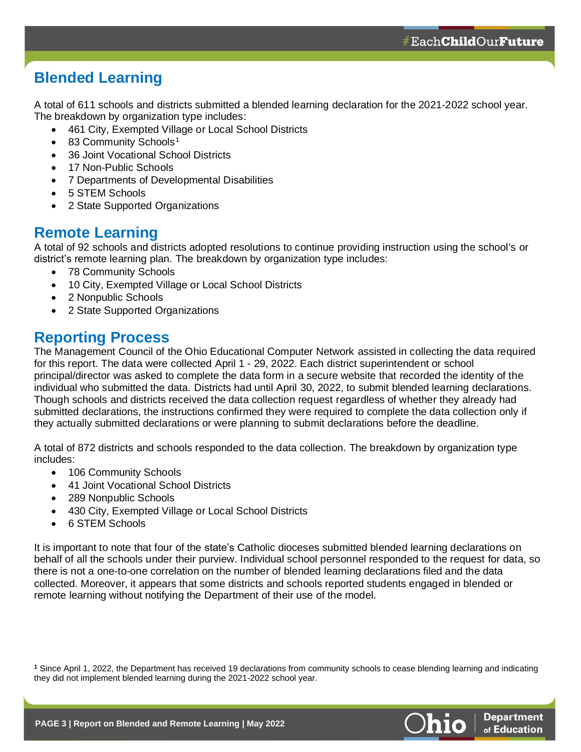## Blended Learning

A total of 611 schools and districts submitted a blended learning declaration for the 2021-2022 school year. The breakdown by organization type includes:

- 461 City, Exempted Village or Local School Districts
- 83 Community Schools[1]
- 36 Joint Vocational School Districts
- 17 Non-Public Schools
- 7 Departments of Developmental Disabilities
- 5 STEM Schools
- 2 State Supported Organizations

## Remote Learning

A total of 92 schools and districts adopted resolutions to continue providing instruction using the school's or district's remote learning plan. The breakdown by organization type includes:

- 78 Community Schools
- 10 City, Exempted Village or Local School Districts
- 2 Nonpublic Schools
- 2 State Supported Organizations

## Reporting Process

The Management Council of the Ohio Educational Computer Network assisted in collecting the data required for this report. The data were collected April 1 - 29, 2022. Each district superintendent or school principal/director was asked to complete the data form in a secure website that recorded the identity of the individual who submitted the data. Districts had until April 30, 2022, to submit blended learning declarations. Though schools and districts received the data collection request regardless of whether they already had submitted declarations, the instructions confirmed they were required to complete the data collection only if they actually submitted declarations or were planning to submit declarations before the deadline.

A total of 872 districts and schools responded to the data collection. The breakdown by organization type includes:

- 106 Community Schools
- 41 Joint Vocational School Districts
- 289 Nonpublic Schools
- 430 City, Exempted Village or Local School Districts
- 6 STEM Schools

It is important to note that four of the state's Catholic dioceses submitted blended learning declarations on behalf of all the schools under their purview. Individual school personnel responded to the request for data, so there is not a one-to-one correlation on the number of blended learning declarations filed and the data collected. Moreover, it appears that some districts and schools reported students engaged in blended or remote learning without notifying the Department of their use of the model.

[1] Since April 1, 2022, the Department has received 19 declarations from community schools to cease blending learning and indicating they did not implement blended learning during the 2021-2022 school year.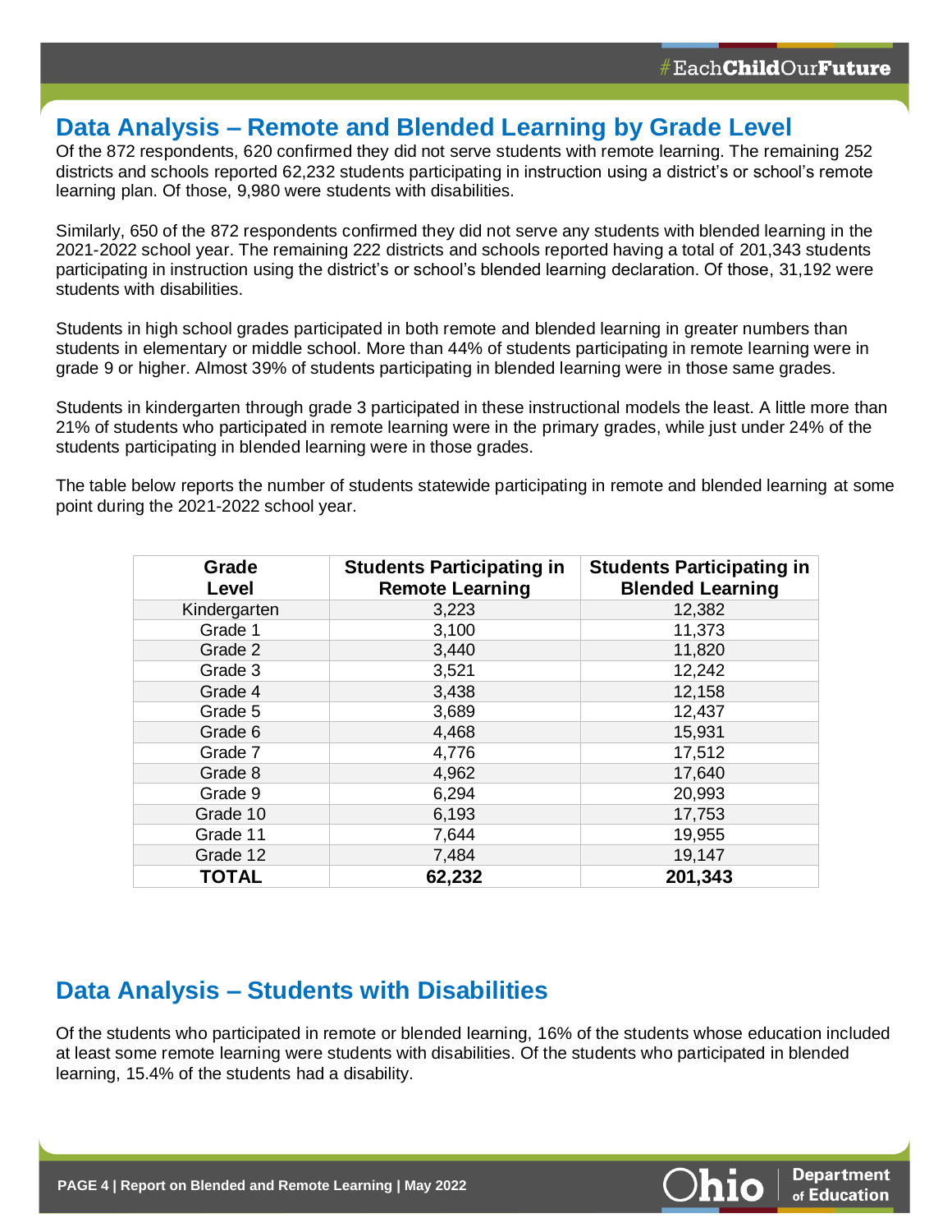## Data Analysis – Remote and Blended Learning by Grade Level

Of the 872 respondents, 620 confirmed they did not serve students with remote learning. The remaining 252 districts and schools reported 62,232 students participating in instruction using a district's or school's remote learning plan. Of those, 9,980 were students with disabilities.

Similarly, 650 of the 872 respondents confirmed they did not serve any students with blended learning in the 2021-2022 school year. The remaining 222 districts and schools reported having a total of 201,343 students participating in instruction using the district's or school's blended learning declaration. Of those, 31,192 were students with disabilities.

Students in high school grades participated in both remote and blended learning in greater numbers than students in elementary or middle school. More than 44% of students participating in remote learning were in grade 9 or higher. Almost 39% of students participating in blended learning were in those same grades.

Students in kindergarten through grade 3 participated in these instructional models the least. A little more than 21% of students who participated in remote learning were in the primary grades, while just under 24% of the students participating in blended learning were in those grades.

The table below reports the number of students statewide participating in remote and blended learning at some point during the 2021-2022 school year.

| Grade Level | Students Participating in Remote Learning | Students Participating in Blended Learning |
|---|---|---|
| Kindergarten | 3,223 | 12,382 |
| Grade 1 | 3,100 | 11,373 |
| Grade 2 | 3,440 | 11,820 |
| Grade 3 | 3,521 | 12,242 |
| Grade 4 | 3,438 | 12,158 |
| Grade 5 | 3,689 | 12,437 |
| Grade 6 | 4,468 | 15,931 |
| Grade 7 | 4,776 | 17,512 |
| Grade 8 | 4,962 | 17,640 |
| Grade 9 | 6,294 | 20,993 |
| Grade 10 | 6,193 | 17,753 |
| Grade 11 | 7,644 | 19,955 |
| Grade 12 | 7,484 | 19,147 |
| **TOTAL** | **62,232** | **201,343** |

## Data Analysis – Students with Disabilities

Of the students who participated in remote or blended learning, 16% of the students whose education included at least some remote learning were students with disabilities. Of the students who participated in blended learning, 15.4% of the students had a disability.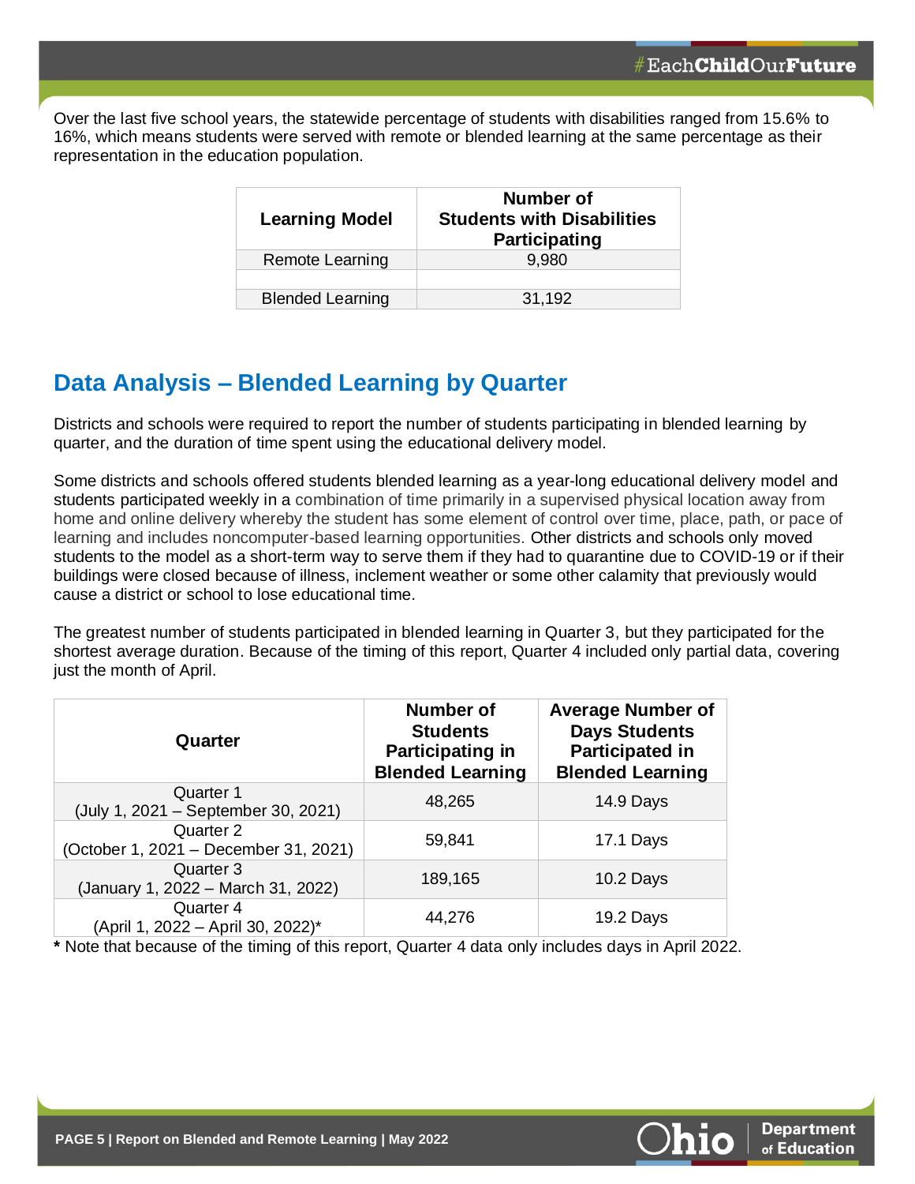Over the last five school years, the statewide percentage of students with disabilities ranged from 15.6% to 16%, which means students were served with remote or blended learning at the same percentage as their representation in the education population.

| Learning Model | Number of Students with Disabilities Participating |
|---|---|
| Remote Learning | 9,980 |
| | |
| Blended Learning | 31,192 |

## Data Analysis – Blended Learning by Quarter

Districts and schools were required to report the number of students participating in blended learning by quarter, and the duration of time spent using the educational delivery model.

Some districts and schools offered students blended learning as a year-long educational delivery model and students participated weekly in a combination of time primarily in a supervised physical location away from home and online delivery whereby the student has some element of control over time, place, path, or pace of learning and includes noncomputer-based learning opportunities. Other districts and schools only moved students to the model as a short-term way to serve them if they had to quarantine due to COVID-19 or if their buildings were closed because of illness, inclement weather or some other calamity that previously would cause a district or school to lose educational time.

The greatest number of students participated in blended learning in Quarter 3, but they participated for the shortest average duration. Because of the timing of this report, Quarter 4 included only partial data, covering just the month of April.

| Quarter | Number of Students Participating in Blended Learning | Average Number of Days Students Participated in Blended Learning |
|---|---|---|
| Quarter 1 (July 1, 2021 – September 30, 2021) | 48,265 | 14.9 Days |
| Quarter 2 (October 1, 2021 – December 31, 2021) | 59,841 | 17.1 Days |
| Quarter 3 (January 1, 2022 – March 31, 2022) | 189,165 | 10.2 Days |
| Quarter 4 (April 1, 2022 – April 30, 2022)* | 44,276 | 19.2 Days |

**\*** Note that because of the timing of this report, Quarter 4 data only includes days in April 2022.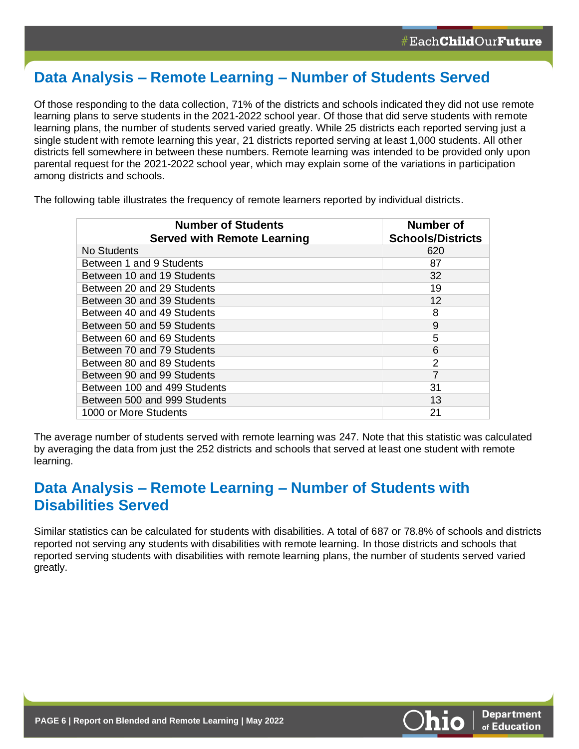## Data Analysis – Remote Learning – Number of Students Served

Of those responding to the data collection, 71% of the districts and schools indicated they did not use remote learning plans to serve students in the 2021-2022 school year. Of those that did serve students with remote learning plans, the number of students served varied greatly. While 25 districts each reported serving just a single student with remote learning this year, 21 districts reported serving at least 1,000 students. All other districts fell somewhere in between these numbers. Remote learning was intended to be provided only upon parental request for the 2021-2022 school year, which may explain some of the variations in participation among districts and schools.

The following table illustrates the frequency of remote learners reported by individual districts.

| Number of Students Served with Remote Learning | Number of Schools/Districts |
|---|---|
| No Students | 620 |
| Between 1 and 9 Students | 87 |
| Between 10 and 19 Students | 32 |
| Between 20 and 29 Students | 19 |
| Between 30 and 39 Students | 12 |
| Between 40 and 49 Students | 8 |
| Between 50 and 59 Students | 9 |
| Between 60 and 69 Students | 5 |
| Between 70 and 79 Students | 6 |
| Between 80 and 89 Students | 2 |
| Between 90 and 99 Students | 7 |
| Between 100 and 499 Students | 31 |
| Between 500 and 999 Students | 13 |
| 1000 or More Students | 21 |

The average number of students served with remote learning was 247. Note that this statistic was calculated by averaging the data from just the 252 districts and schools that served at least one student with remote learning.

## Data Analysis – Remote Learning – Number of Students with Disabilities Served

Similar statistics can be calculated for students with disabilities. A total of 687 or 78.8% of schools and districts reported not serving any students with disabilities with remote learning. In those districts and schools that reported serving students with disabilities with remote learning plans, the number of students served varied greatly.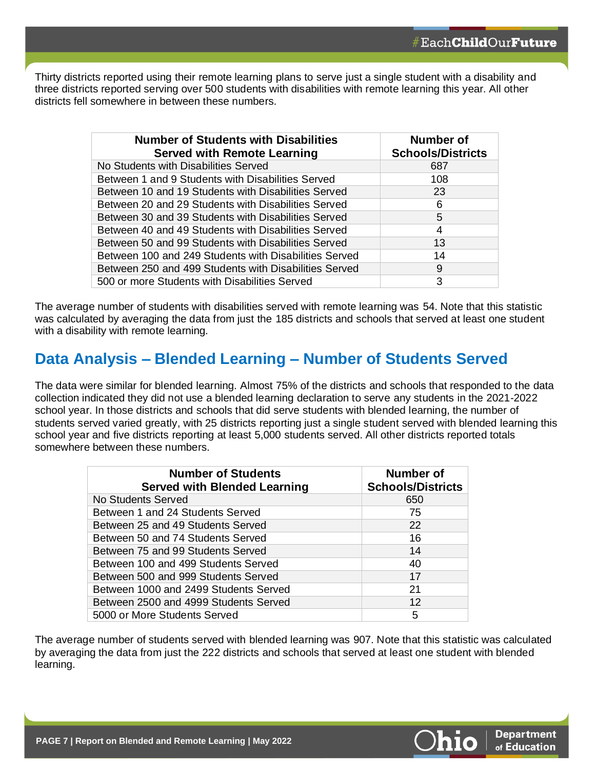Thirty districts reported using their remote learning plans to serve just a single student with a disability and three districts reported serving over 500 students with disabilities with remote learning this year. All other districts fell somewhere in between these numbers.

| Number of Students with Disabilities Served with Remote Learning | Number of Schools/Districts |
|---|---|
| No Students with Disabilities Served | 687 |
| Between 1 and 9 Students with Disabilities Served | 108 |
| Between 10 and 19 Students with Disabilities Served | 23 |
| Between 20 and 29 Students with Disabilities Served | 6 |
| Between 30 and 39 Students with Disabilities Served | 5 |
| Between 40 and 49 Students with Disabilities Served | 4 |
| Between 50 and 99 Students with Disabilities Served | 13 |
| Between 100 and 249 Students with Disabilities Served | 14 |
| Between 250 and 499 Students with Disabilities Served | 9 |
| 500 or more Students with Disabilities Served | 3 |

The average number of students with disabilities served with remote learning was 54. Note that this statistic was calculated by averaging the data from just the 185 districts and schools that served at least one student with a disability with remote learning.

## Data Analysis – Blended Learning – Number of Students Served

The data were similar for blended learning. Almost 75% of the districts and schools that responded to the data collection indicated they did not use a blended learning declaration to serve any students in the 2021-2022 school year. In those districts and schools that did serve students with blended learning, the number of students served varied greatly, with 25 districts reporting just a single student served with blended learning this school year and five districts reporting at least 5,000 students served. All other districts reported totals somewhere between these numbers.

| Number of Students Served with Blended Learning | Number of Schools/Districts |
|---|---|
| No Students Served | 650 |
| Between 1 and 24 Students Served | 75 |
| Between 25 and 49 Students Served | 22 |
| Between 50 and 74 Students Served | 16 |
| Between 75 and 99 Students Served | 14 |
| Between 100 and 499 Students Served | 40 |
| Between 500 and 999 Students Served | 17 |
| Between 1000 and 2499 Students Served | 21 |
| Between 2500 and 4999 Students Served | 12 |
| 5000 or More Students Served | 5 |

The average number of students served with blended learning was 907. Note that this statistic was calculated by averaging the data from just the 222 districts and schools that served at least one student with blended learning.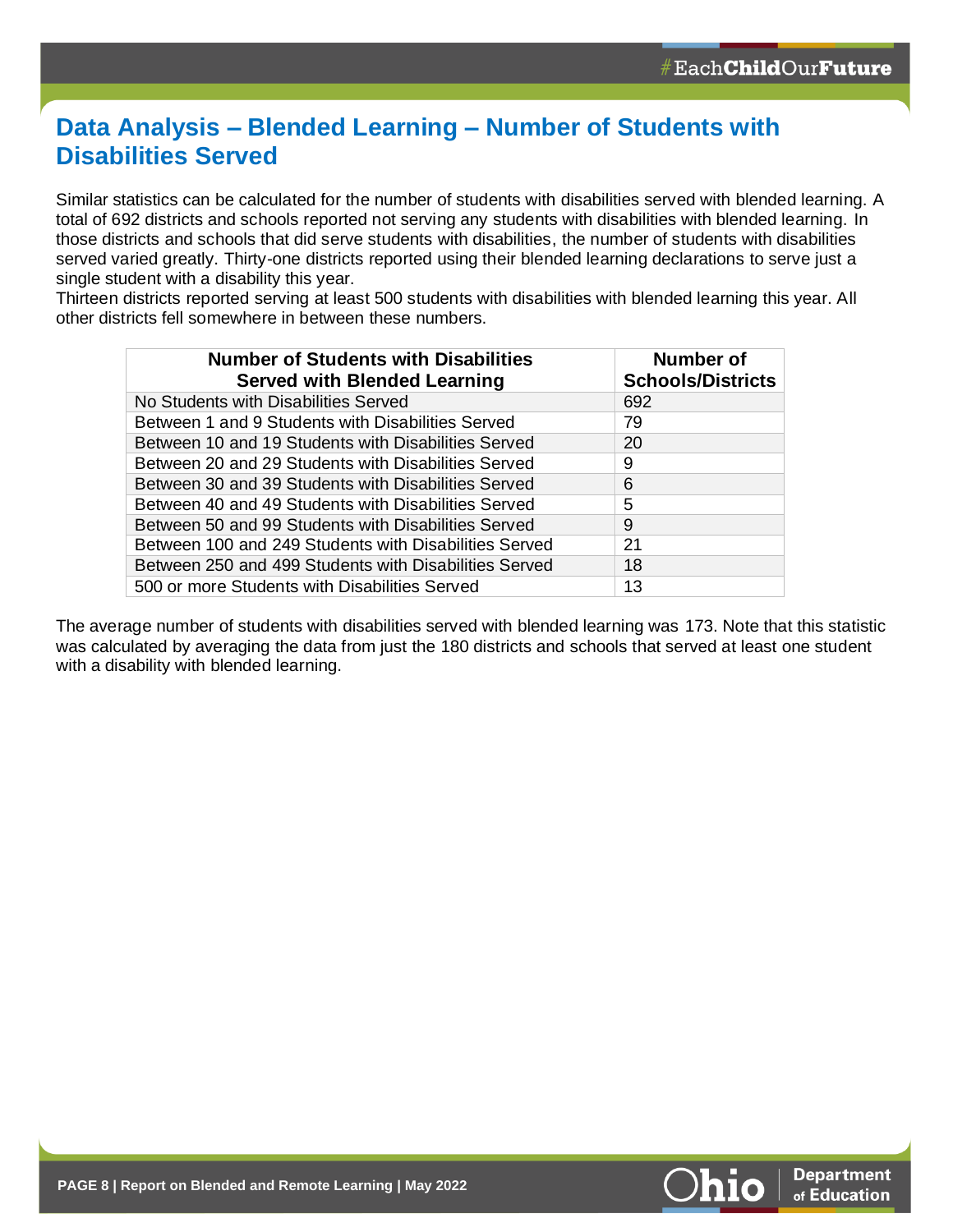## Data Analysis – Blended Learning – Number of Students with Disabilities Served

Similar statistics can be calculated for the number of students with disabilities served with blended learning. A total of 692 districts and schools reported not serving any students with disabilities with blended learning. In those districts and schools that did serve students with disabilities, the number of students with disabilities served varied greatly. Thirty-one districts reported using their blended learning declarations to serve just a single student with a disability this year.

Thirteen districts reported serving at least 500 students with disabilities with blended learning this year. All other districts fell somewhere in between these numbers.

| Number of Students with Disabilities Served with Blended Learning | Number of Schools/Districts |
|---|---|
| No Students with Disabilities Served | 692 |
| Between 1 and 9 Students with Disabilities Served | 79 |
| Between 10 and 19 Students with Disabilities Served | 20 |
| Between 20 and 29 Students with Disabilities Served | 9 |
| Between 30 and 39 Students with Disabilities Served | 6 |
| Between 40 and 49 Students with Disabilities Served | 5 |
| Between 50 and 99 Students with Disabilities Served | 9 |
| Between 100 and 249 Students with Disabilities Served | 21 |
| Between 250 and 499 Students with Disabilities Served | 18 |
| 500 or more Students with Disabilities Served | 13 |

The average number of students with disabilities served with blended learning was 173. Note that this statistic was calculated by averaging the data from just the 180 districts and schools that served at least one student with a disability with blended learning.